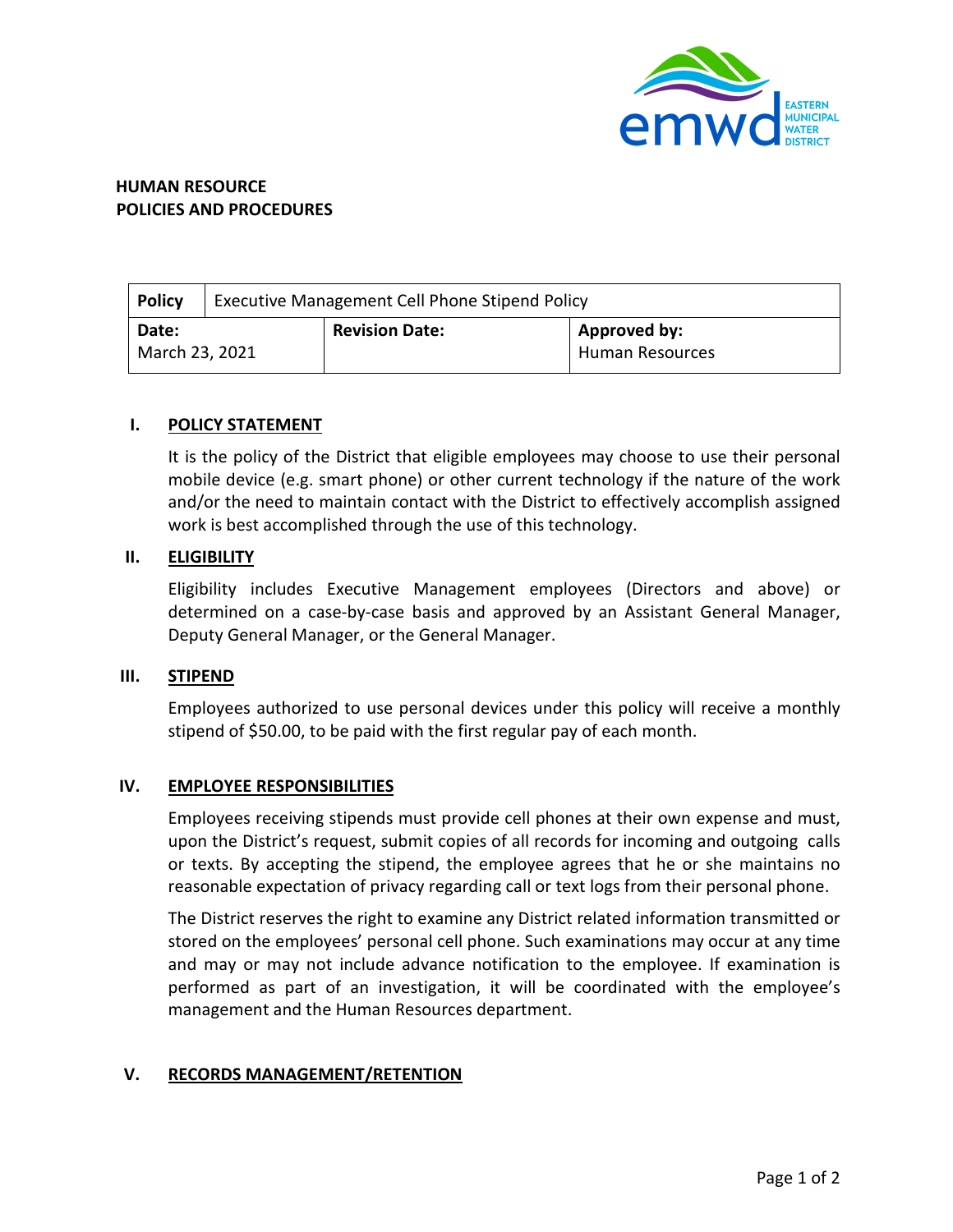EASTERN MUNICIPAL WATER DISTRICT

**HUMAN RESOURCE**
**POLICIES AND PROCEDURES**

| **Policy** | Executive Management Cell Phone Stipend Policy | |
|---|---|---|
| **Date:** March 23, 2021 | **Revision Date:** | **Approved by:** Human Resources |

## I. POLICY STATEMENT

It is the policy of the District that eligible employees may choose to use their personal mobile device (e.g. smart phone) or other current technology if the nature of the work and/or the need to maintain contact with the District to effectively accomplish assigned work is best accomplished through the use of this technology.

## II. ELIGIBILITY

Eligibility includes Executive Management employees (Directors and above) or determined on a case-by-case basis and approved by an Assistant General Manager, Deputy General Manager, or the General Manager.

## III. STIPEND

Employees authorized to use personal devices under this policy will receive a monthly stipend of $50.00, to be paid with the first regular pay of each month.

## IV. EMPLOYEE RESPONSIBILITIES

Employees receiving stipends must provide cell phones at their own expense and must, upon the District's request, submit copies of all records for incoming and outgoing calls or texts. By accepting the stipend, the employee agrees that he or she maintains no reasonable expectation of privacy regarding call or text logs from their personal phone.

The District reserves the right to examine any District related information transmitted or stored on the employees' personal cell phone. Such examinations may occur at any time and may or may not include advance notification to the employee. If examination is performed as part of an investigation, it will be coordinated with the employee's management and the Human Resources department.

## V. RECORDS MANAGEMENT/RETENTION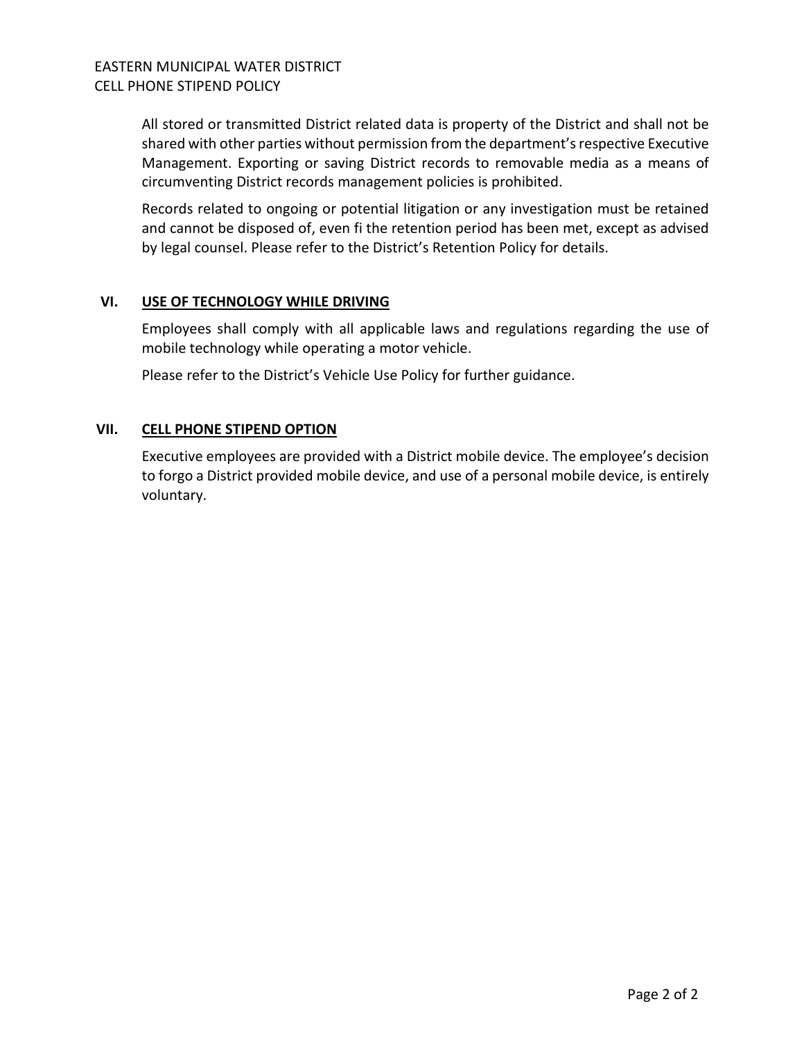All stored or transmitted District related data is property of the District and shall not be shared with other parties without permission from the department's respective Executive Management. Exporting or saving District records to removable media as a means of circumventing District records management policies is prohibited.

Records related to ongoing or potential litigation or any investigation must be retained and cannot be disposed of, even fi the retention period has been met, except as advised by legal counsel. Please refer to the District's Retention Policy for details.

## VI. USE OF TECHNOLOGY WHILE DRIVING

Employees shall comply with all applicable laws and regulations regarding the use of mobile technology while operating a motor vehicle.

Please refer to the District's Vehicle Use Policy for further guidance.

## VII. CELL PHONE STIPEND OPTION

Executive employees are provided with a District mobile device. The employee's decision to forgo a District provided mobile device, and use of a personal mobile device, is entirely voluntary.